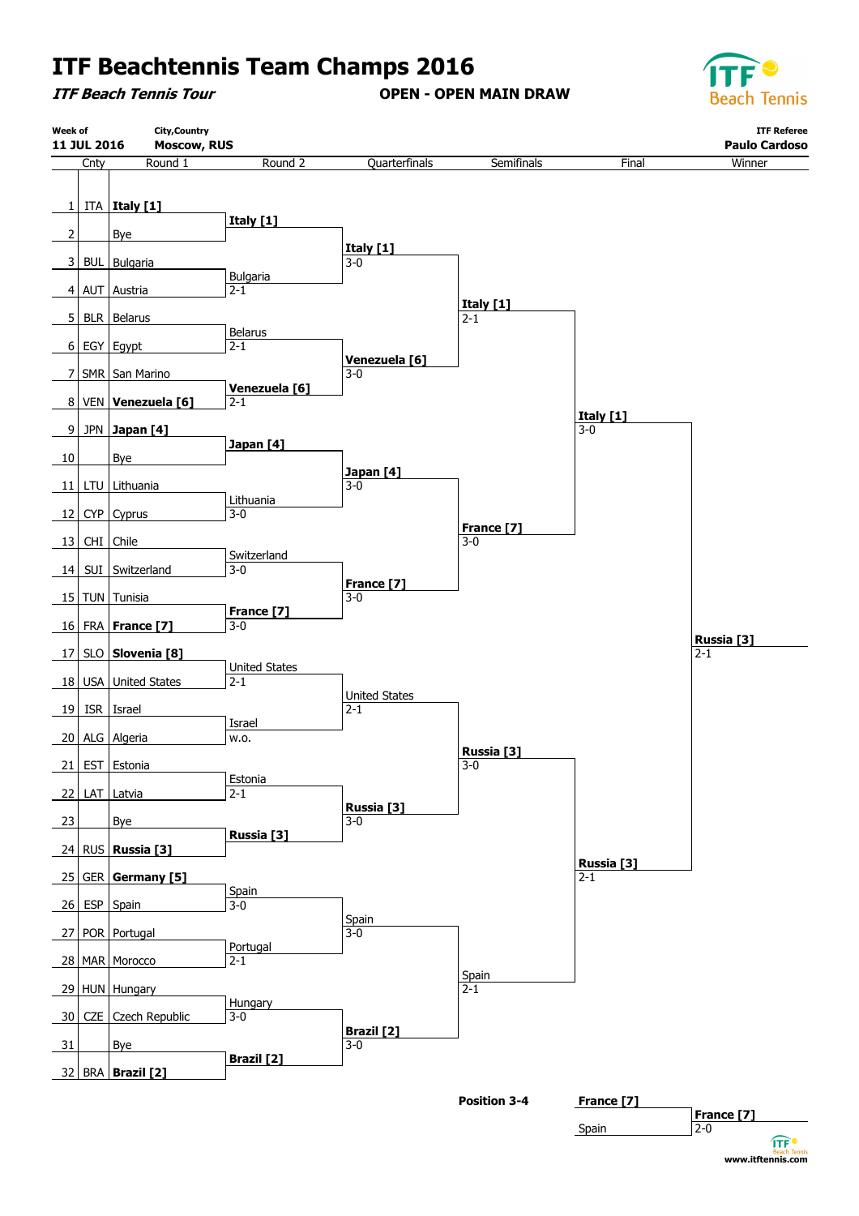# ITF Beachtennis Team Champs 2016

***ITF Beach Tennis Tour***

**OPEN - OPEN MAIN DRAW**

ITF Beach Tennis

| Week of | City,Country | ITF Referee |
|---|---|---|
| **11 JUL 2016** | **Moscow, RUS** | **Paulo Cardoso** |

| | Cnty | Round 1 | Round 2 | Quarterfinals | Semifinals | Final | Winner |
|---|---|---|---|---|---|---|---|
| 1 | ITA | **Italy [1]** | **Italy [1]** | **Italy [1]** 3-0 | **Italy [1]** 2-1 | **Italy [1]** 3-0 | **Russia [3]** 2-1 |
| 2 | | Bye | | | | | |
| 3 | BUL | Bulgaria | Bulgaria 2-1 | | | | |
| 4 | AUT | Austria | | | | | |
| 5 | BLR | Belarus | Belarus 2-1 | **Venezuela [6]** 3-0 | | | |
| 6 | EGY | Egypt | | | | | |
| 7 | SMR | San Marino | **Venezuela [6]** 2-1 | | | | |
| 8 | VEN | **Venezuela [6]** | | | | | |
| 9 | JPN | **Japan [4]** | **Japan [4]** | **Japan [4]** 3-0 | **France [7]** 3-0 | | |
| 10 | | Bye | | | | | |
| 11 | LTU | Lithuania | Lithuania 3-0 | | | | |
| 12 | CYP | Cyprus | | | | | |
| 13 | CHI | Chile | Switzerland 3-0 | **France [7]** 3-0 | | | |
| 14 | SUI | Switzerland | | | | | |
| 15 | TUN | Tunisia | **France [7]** 3-0 | | | | |
| 16 | FRA | **France [7]** | | | | | |
| 17 | SLO | **Slovenia [8]** | United States 2-1 | United States 2-1 | **Russia [3]** 3-0 | **Russia [3]** 2-1 | |
| 18 | USA | United States | | | | | |
| 19 | ISR | Israel | Israel w.o. | | | | |
| 20 | ALG | Algeria | | | | | |
| 21 | EST | Estonia | Estonia 2-1 | **Russia [3]** 3-0 | | | |
| 22 | LAT | Latvia | | | | | |
| 23 | | Bye | **Russia [3]** | | | | |
| 24 | RUS | **Russia [3]** | | | | | |
| 25 | GER | **Germany [5]** | Spain 3-0 | Spain 3-0 | Spain 2-1 | | |
| 26 | ESP | Spain | | | | | |
| 27 | POR | Portugal | Portugal 2-1 | | | | |
| 28 | MAR | Morocco | | | | | |
| 29 | HUN | Hungary | Hungary 3-0 | **Brazil [2]** 3-0 | | | |
| 30 | CZE | Czech Republic | | | | | |
| 31 | | Bye | **Brazil [2]** | | | | |
| 32 | BRA | **Brazil [2]** | | | | | |

**Position 3-4**

| Match | Winner |
|---|---|
| **France [7]** | **France [7]** 2-0 |
| Spain | |

www.itftennis.com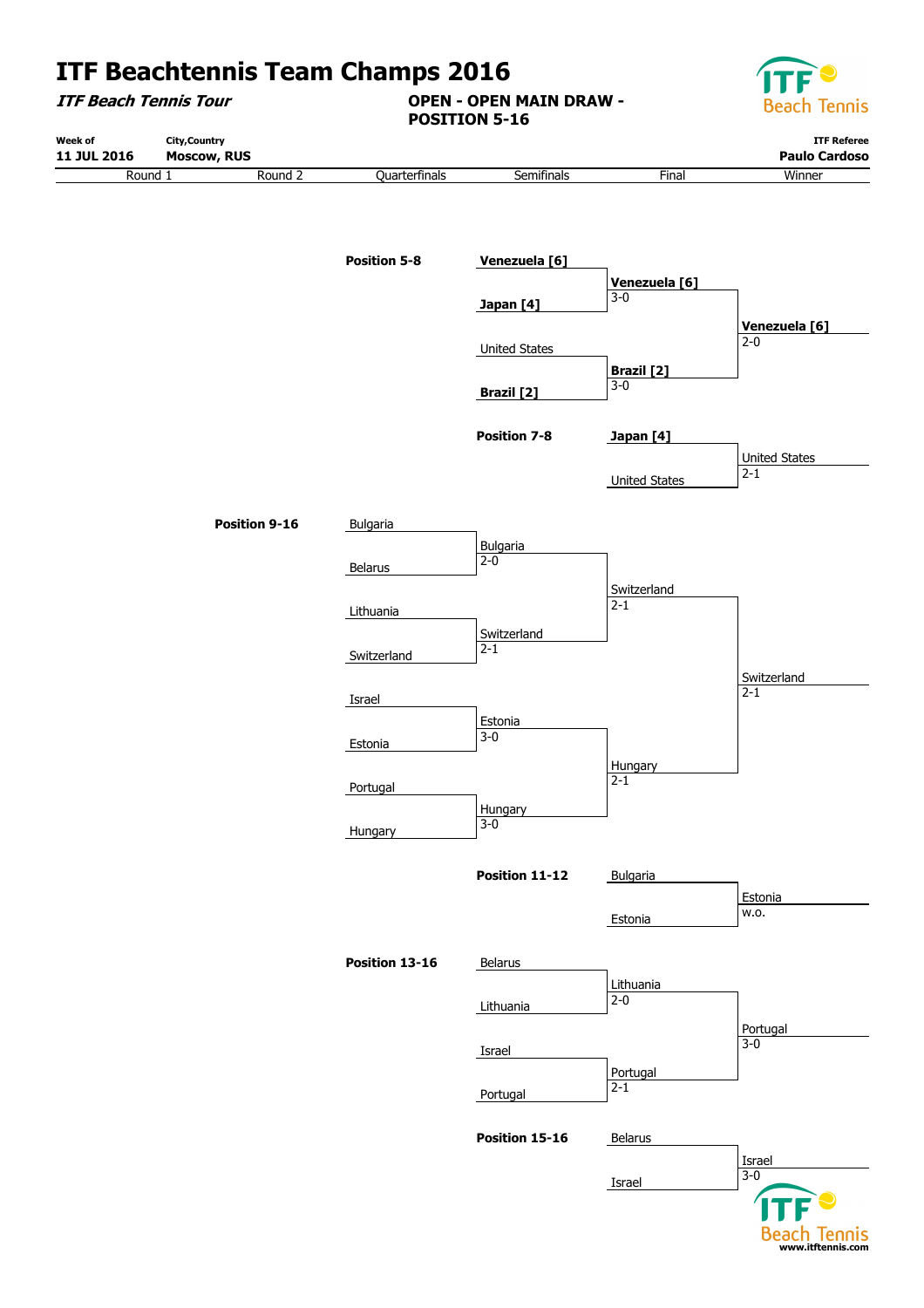# ITF Beachtennis Team Champs 2016

***ITF Beach Tennis Tour***

**OPEN - OPEN MAIN DRAW - POSITION 5-16**

| Week of | City,Country | ITF Referee |
|---|---|---|
| **11 JUL 2016** | **Moscow, RUS** | **Paulo Cardoso** |

| Round 1 | Round 2 | Quarterfinals | Semifinals | Final | Winner |
|---|---|---|---|---|---|

### Position 5-8

| Semifinals | Final | Winner |
|---|---|---|
| **Venezuela [6]** | | |
| | **Venezuela [6]** 3-0 | |
| **Japan [4]** | | |
| | | **Venezuela [6]** 2-0 |
| United States | | |
| | **Brazil [2]** 3-0 | |
| **Brazil [2]** | | |

### Position 7-8

| Final | Winner |
|---|---|
| **Japan [4]** | |
| | United States 2-1 |
| United States | |

### Position 9-16

| Quarterfinals | Semifinals | Final | Winner |
|---|---|---|---|
| Bulgaria | | | |
| | Bulgaria 2-0 | | |
| Belarus | | | |
| | | Switzerland 2-1 | |
| Lithuania | | | |
| | Switzerland 2-1 | | |
| Switzerland | | | |
| | | | Switzerland 2-1 |
| Israel | | | |
| | Estonia 3-0 | | |
| Estonia | | | |
| | | Hungary 2-1 | |
| Portugal | | | |
| | Hungary 3-0 | | |
| Hungary | | | |

### Position 11-12

| Final | Winner |
|---|---|
| Bulgaria | |
| | Estonia w.o. |
| Estonia | |

### Position 13-16

| Semifinals | Final | Winner |
|---|---|---|
| Belarus | | |
| | Lithuania 2-0 | |
| Lithuania | | |
| | | Portugal 3-0 |
| Israel | | |
| | Portugal 2-1 | |
| Portugal | | |

### Position 15-16

| Final | Winner |
|---|---|
| Belarus | |
| | Israel 3-0 |
| Israel | |

www.itftennis.com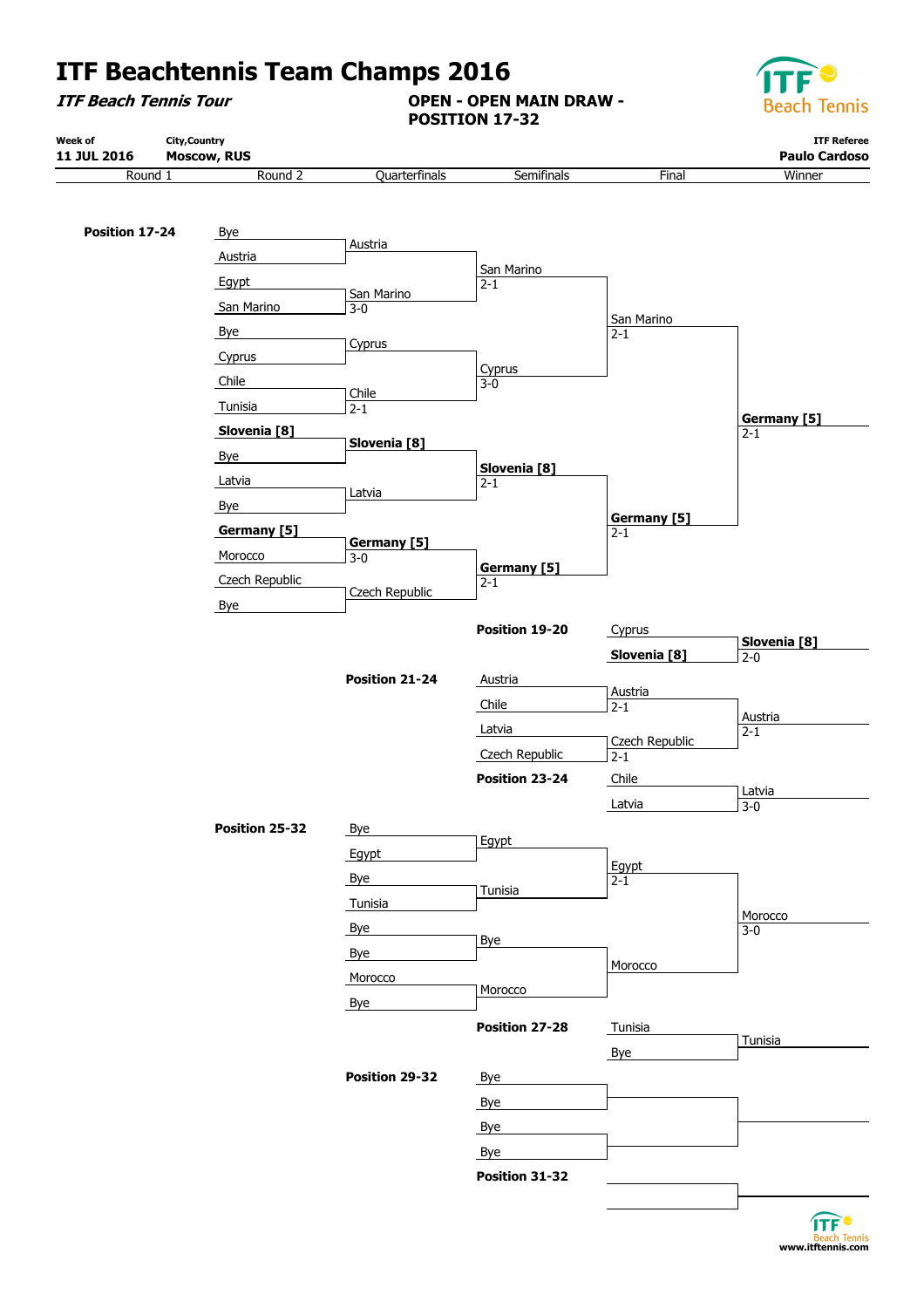# ITF Beachtennis Team Champs 2016

***ITF Beach Tennis Tour***

**OPEN - OPEN MAIN DRAW - POSITION 17-32**

| Week of | City,Country | ITF Referee |
|---|---|---|
| **11 JUL 2016** | **Moscow, RUS** | **Paulo Cardoso** |

## Position 17-24

| Round 1 | Round 2 | Quarterfinals | Semifinals | Final | Winner |
|---|---|---|---|---|---|
| | Bye | | | | |
| | Austria | Austria | | | |
| | Egypt | | San Marino 2-1 | | |
| | San Marino | San Marino 3-0 | | | |
| | Bye | | | San Marino 2-1 | |
| | Cyprus | Cyprus | | | |
| | Chile | | Cyprus 3-0 | | |
| | Tunisia | Chile 2-1 | | | |
| | **Slovenia [8]** | | | | **Germany [5]** 2-1 |
| | Bye | **Slovenia [8]** | | | |
| | Latvia | | **Slovenia [8]** 2-1 | | |
| | Bye | Latvia | | | |
| | **Germany [5]** | | | **Germany [5]** 2-1 | |
| | Morocco | **Germany [5]** 3-0 | | | |
| | Czech Republic | | **Germany [5]** 2-1 | | |
| | Bye | Czech Republic | | | |

## Position 19-20

| Final | Winner |
|---|---|
| Cyprus | |
| **Slovenia [8]** | **Slovenia [8]** 2-0 |

## Position 21-24

| Semifinals | Final | Winner |
|---|---|---|
| Austria | | |
| Chile | Austria 2-1 | |
| Latvia | | Austria 2-1 |
| Czech Republic | Czech Republic 2-1 | |

## Position 23-24

| Final | Winner |
|---|---|
| Chile | |
| Latvia | Latvia 3-0 |

## Position 25-32

| Quarterfinals | Semifinals | Final | Winner |
|---|---|---|---|
| Bye | | | |
| Egypt | Egypt | | |
| Bye | | Egypt 2-1 | |
| Tunisia | Tunisia | | |
| Bye | | | Morocco 3-0 |
| Bye | Bye | | |
| Morocco | | Morocco | |
| Bye | Morocco | | |

## Position 27-28

| Final | Winner |
|---|---|
| Tunisia | |
| Bye | Tunisia |

## Position 29-32

| Semifinals | Final | Winner |
|---|---|---|
| Bye | | |
| Bye | | |
| Bye | | |
| Bye | | |

## Position 31-32

| Final | Winner |
|---|---|
| | |
| | |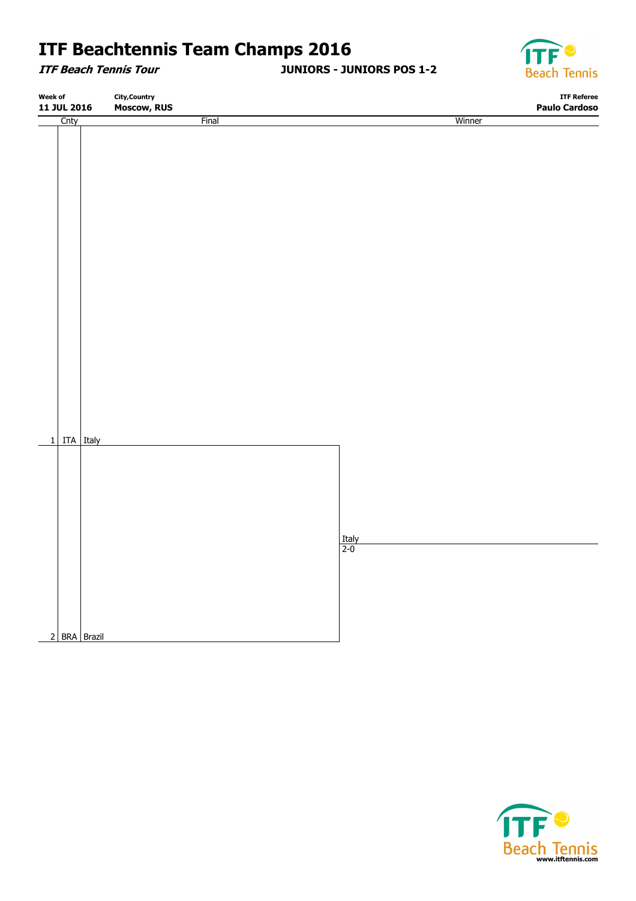# ITF Beachtennis Team Champs 2016

***ITF Beach Tennis Tour*** **JUNIORS - JUNIORS POS 1-2**

| Week of | City,Country | ITF Referee |
|---|---|---|
| **11 JUL 2016** | **Moscow, RUS** | **Paulo Cardoso** |

| | Cnty | Final | Winner |
|---|---|---|---|
| 1 | ITA | Italy | |
| | | | Italy 2-0 |
| 2 | BRA | Brazil | |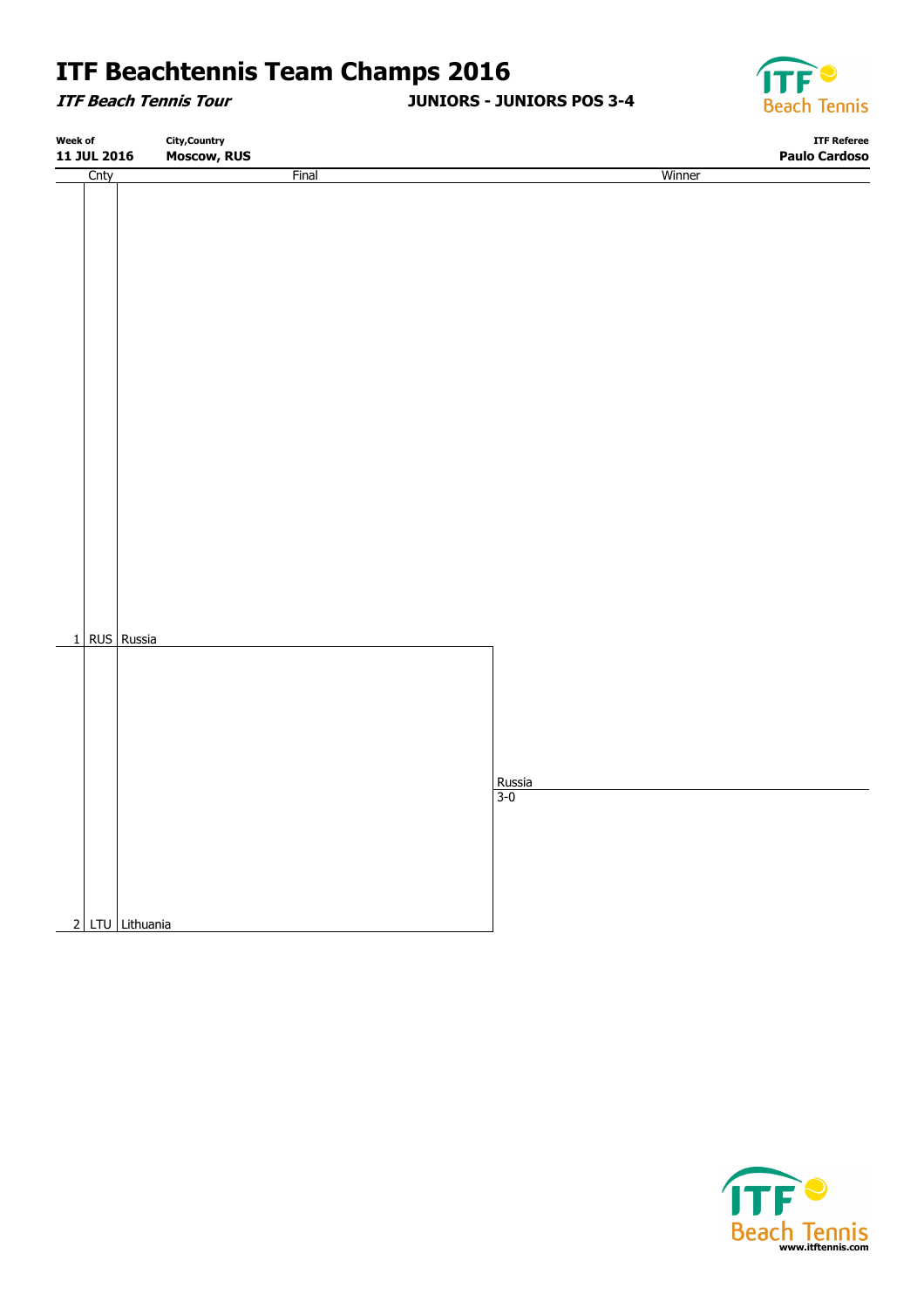# ITF Beachtennis Team Champs 2016

***ITF Beach Tennis Tour*** **JUNIORS - JUNIORS POS 3-4**

| Week of | City,Country | ITF Referee |
|---|---|---|
| **11 JUL 2016** | **Moscow, RUS** | **Paulo Cardoso** |

| | Cnty | Final | Winner |
|---|---|---|---|
| 1 | RUS | Russia | |
| | | | Russia 3-0 |
| 2 | LTU | Lithuania | |

www.itftennis.com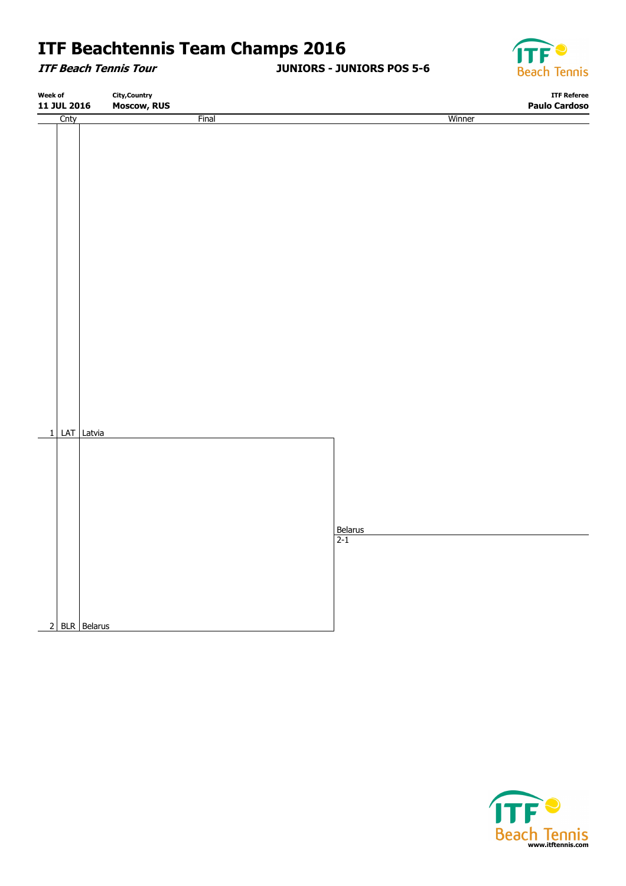# ITF Beachtennis Team Champs 2016

***ITF Beach Tennis Tour*** **JUNIORS - JUNIORS POS 5-6**

| Week of | City,Country | ITF Referee |
|---|---|---|
| **11 JUL 2016** | **Moscow, RUS** | **Paulo Cardoso** |

| | Cnty | Final | Winner |
|---|---|---|---|
| 1 | LAT | Latvia | |
| | | | Belarus 2-1 |
| 2 | BLR | Belarus | |

www.itftennis.com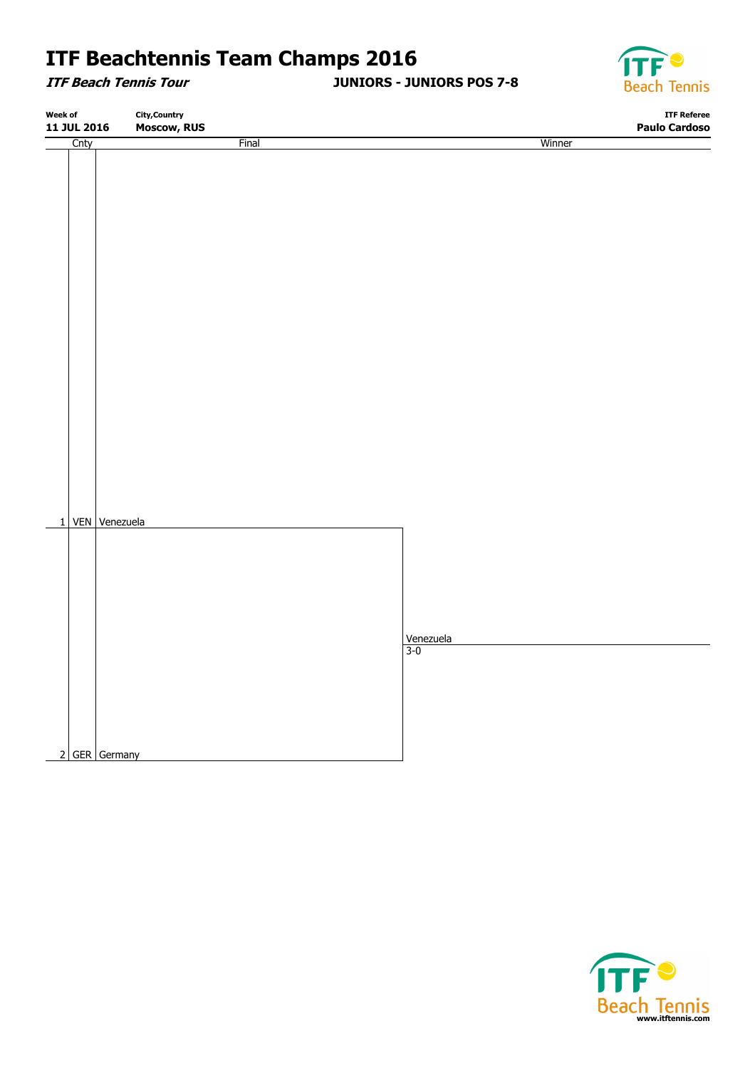# ITF Beachtennis Team Champs 2016

***ITF Beach Tennis Tour*** **JUNIORS - JUNIORS POS 7-8**

| Week of | City,Country | ITF Referee |
|---|---|---|
| **11 JUL 2016** | **Moscow, RUS** | **Paulo Cardoso** |

| | Cnty | Final | Winner |
|---|---|---|---|
| 1 | VEN | Venezuela | |
| | | | Venezuela 3-0 |
| 2 | GER | Germany | |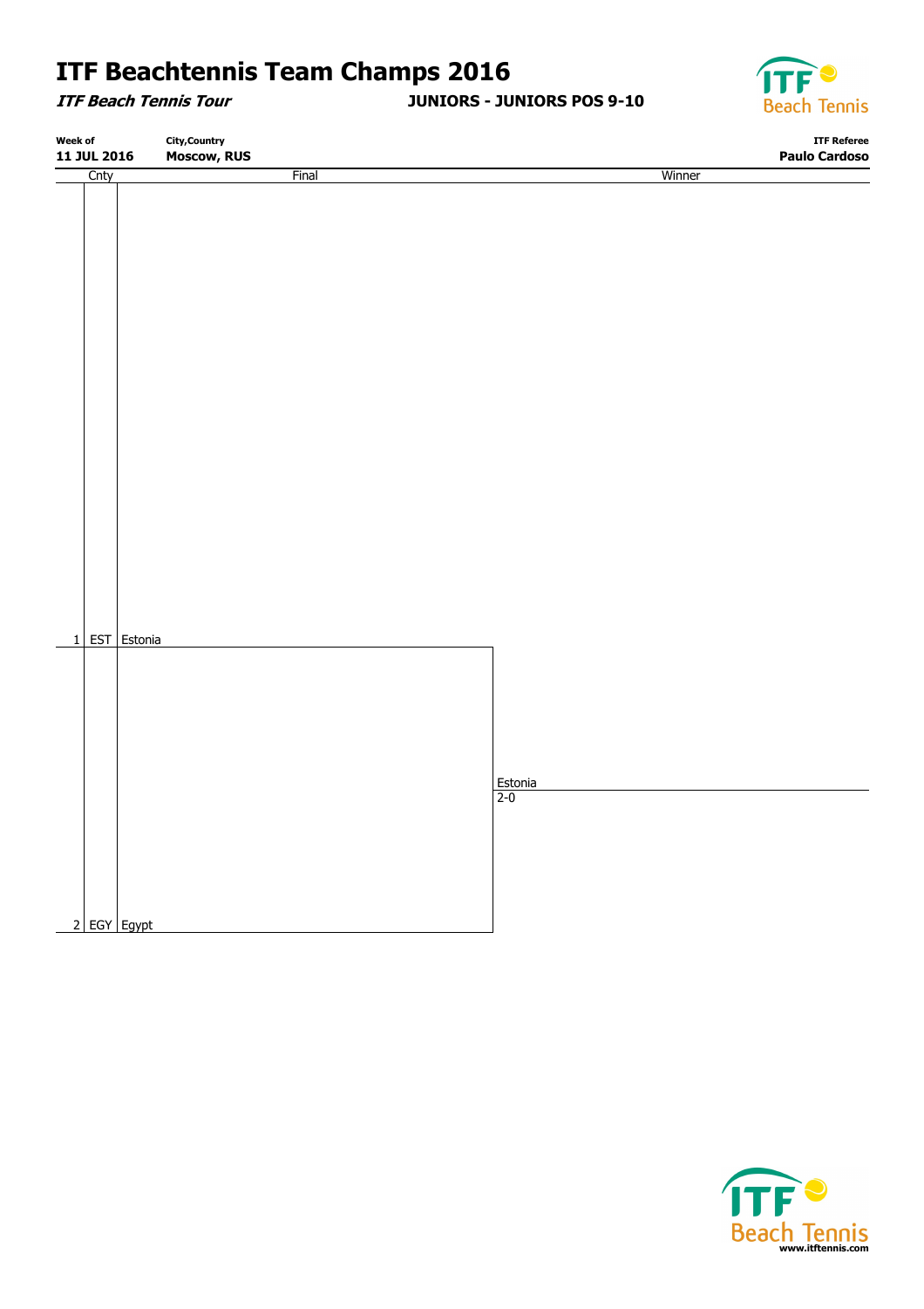# ITF Beachtennis Team Champs 2016

***ITF Beach Tennis Tour***

**JUNIORS - JUNIORS POS 9-10**

**Week of**
**11 JUL 2016**

**City,Country**
**Moscow, RUS**

**ITF Referee**
**Paulo Cardoso**

| | Cnty | Final | Winner |
|---|---|---|---|
| 1 | EST | Estonia | |
| | | | Estonia<br>2-0 |
| 2 | EGY | Egypt | |

www.itftennis.com